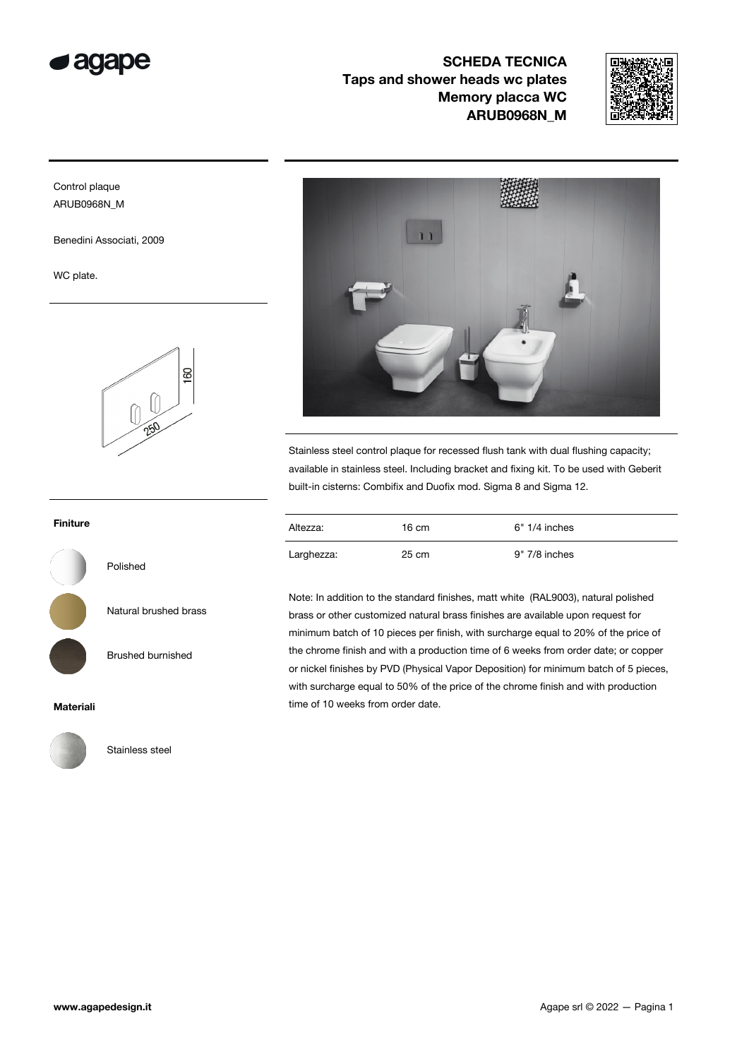# SCHEDA TECNICA
## Taps and shower heads wc plates
## Memory placca WC
## ARUB0968N_M

Control plaque
ARUB0968N_M

Benedini Associati, 2009

WC plate.

Stainless steel control plaque for recessed flush tank with dual flushing capacity; available in stainless steel. Including bracket and fixing kit. To be used with Geberit built-in cisterns: Combifix and Duofix mod. Sigma 8 and Sigma 12.

| Altezza: | 16 cm | 6" 1/4 inches |
|---|---|---|
| Larghezza: | 25 cm | 9" 7/8 inches |

Note: In addition to the standard finishes, matt white (RAL9003), natural polished brass or other customized natural brass finishes are available upon request for minimum batch of 10 pieces per finish, with surcharge equal to 20% of the price of the chrome finish and with a production time of 6 weeks from order date; or copper or nickel finishes by PVD (Physical Vapor Deposition) for minimum batch of 5 pieces, with surcharge equal to 50% of the price of the chrome finish and with production time of 10 weeks from order date.

**Finiture**

- Polished
- Natural brushed brass
- Brushed burnished

**Materiali**

- Stainless steel

www.agapedesign.it

Agape srl © 2022 — Pagina 1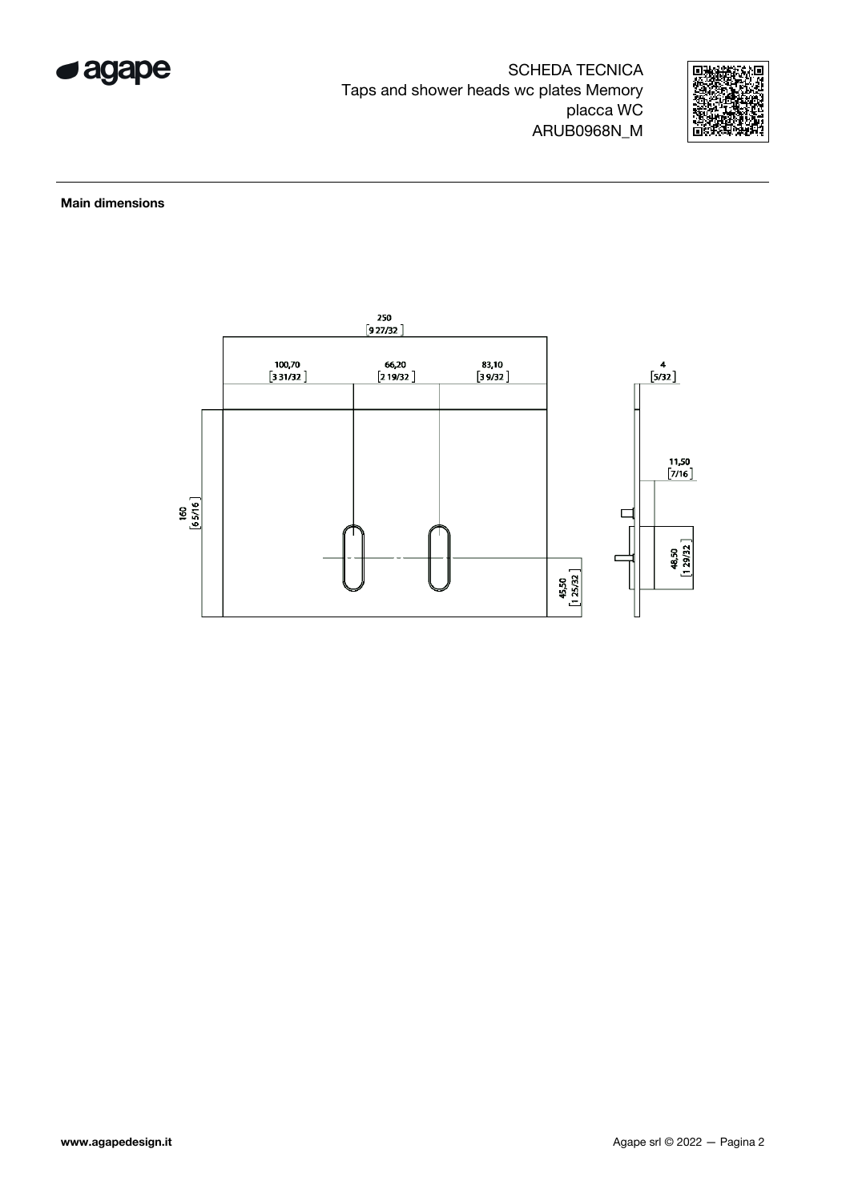SCHEDA TECNICA
Taps and shower heads wc plates Memory
placca WC
ARUB0968N_M

**Main dimensions**

250
[9 27/32]

100,70
[3 31/32]

66,20
[2 19/32]

83,10
[3 9/32]

160
[6 5/16]

45,50
[1 25/32]

4
[5/32]

11,50
[7/16]

48,50
[1 29/32]